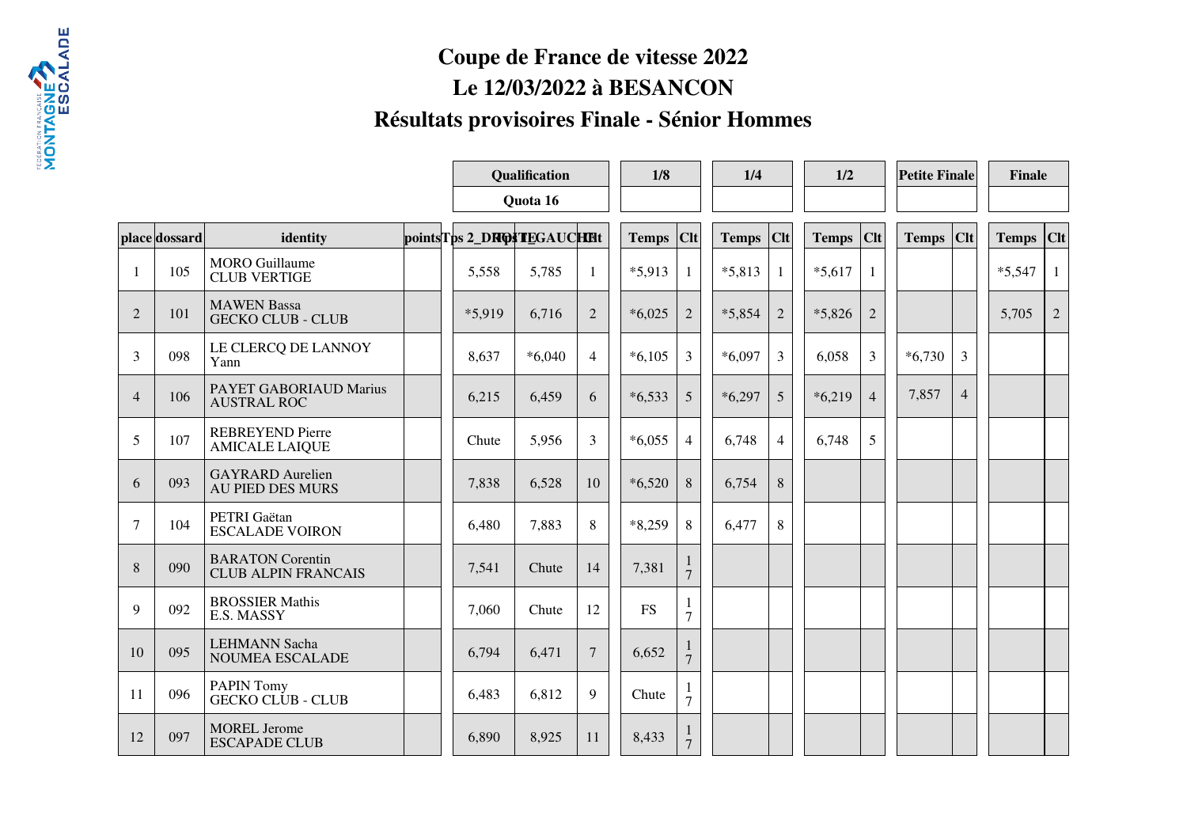# Coupe de France de vitesse 2022

## Le 12/03/2022 à BESANCON

## Résultats provisoires Finale - Sénior Hommes

| | | | | Qualification | | | 1/8 | | 1/4 | | 1/2 | | Petite Finale | | Finale | |
|---|---|---|---|---|---|---|---|---|---|---|---|---|---|---|---|---|
| | | | | Quota 16 | | | | | | | | | | | | |
| place | dossard | identity | points | Tps 2_DROITE | Tps 1_GAUCHE | Clt | Temps | Clt | Temps | Clt | Temps | Clt | Temps | Clt | Temps | Clt |
| 1 | 105 | MORO Guillaume<br>CLUB VERTIGE | | 5,558 | 5,785 | 1 | *5,913 | 1 | *5,813 | 1 | *5,617 | 1 | | | *5,547 | 1 |
| 2 | 101 | MAWEN Bassa<br>GECKO CLUB - CLUB | | *5,919 | 6,716 | 2 | *6,025 | 2 | *5,854 | 2 | *5,826 | 2 | | | 5,705 | 2 |
| 3 | 098 | LE CLERCQ DE LANNOY Yann | | 8,637 | *6,040 | 4 | *6,105 | 3 | *6,097 | 3 | 6,058 | 3 | *6,730 | 3 | | |
| 4 | 106 | PAYET GABORIAUD Marius<br>AUSTRAL ROC | | 6,215 | 6,459 | 6 | *6,533 | 5 | *6,297 | 5 | *6,219 | 4 | 7,857 | 4 | | |
| 5 | 107 | REBREYEND Pierre<br>AMICALE LAIQUE | | Chute | 5,956 | 3 | *6,055 | 4 | 6,748 | 4 | 6,748 | 5 | | | | |
| 6 | 093 | GAYRARD Aurelien<br>AU PIED DES MURS | | 7,838 | 6,528 | 10 | *6,520 | 8 | 6,754 | 8 | | | | | | |
| 7 | 104 | PETRI Gaëtan<br>ESCALADE VOIRON | | 6,480 | 7,883 | 8 | *8,259 | 8 | 6,477 | 8 | | | | | | |
| 8 | 090 | BARATON Corentin<br>CLUB ALPIN FRANCAIS | | 7,541 | Chute | 14 | 7,381 | 17 | | | | | | | | |
| 9 | 092 | BROSSIER Mathis<br>E.S. MASSY | | 7,060 | Chute | 12 | FS | 17 | | | | | | | | |
| 10 | 095 | LEHMANN Sacha<br>NOUMEA ESCALADE | | 6,794 | 6,471 | 7 | 6,652 | 17 | | | | | | | | |
| 11 | 096 | PAPIN Tomy<br>GECKO CLUB - CLUB | | 6,483 | 6,812 | 9 | Chute | 17 | | | | | | | | |
| 12 | 097 | MOREL Jerome<br>ESCAPADE CLUB | | 6,890 | 8,925 | 11 | 8,433 | 17 | | | | | | | | |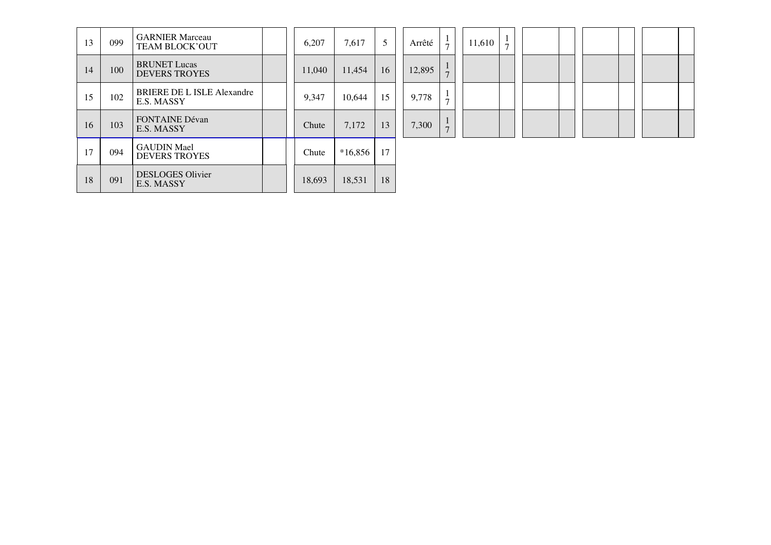| | | | | | | | | | | | | | | | | | | | |
|---|---|---|---|---|---|---|---|---|---|---|---|---|---|---|---|---|---|---|---|
| 13 | 099 | GARNIER Marceau<br>TEAM BLOCK'OUT | | 6,207 | 7,617 | 5 | Arrêté | 1<br>7 | 11,610 | 1<br>7 | | | | | | |
| 14 | 100 | BRUNET Lucas<br>DEVERS TROYES | | 11,040 | 11,454 | 16 | 12,895 | 1<br>7 | | | | | | | | |
| 15 | 102 | BRIERE DE L ISLE Alexandre<br>E.S. MASSY | | 9,347 | 10,644 | 15 | 9,778 | 1<br>7 | | | | | | | | |
| 16 | 103 | FONTAINE Dévan<br>E.S. MASSY | | Chute | 7,172 | 13 | 7,300 | 1<br>7 | | | | | | | | |
| 17 | 094 | GAUDIN Mael<br>DEVERS TROYES | | Chute | *16,856 | 17 | | | | | | | | | | |
| 18 | 091 | DESLOGES Olivier<br>E.S. MASSY | | 18,693 | 18,531 | 18 | | | | | | | | | | |